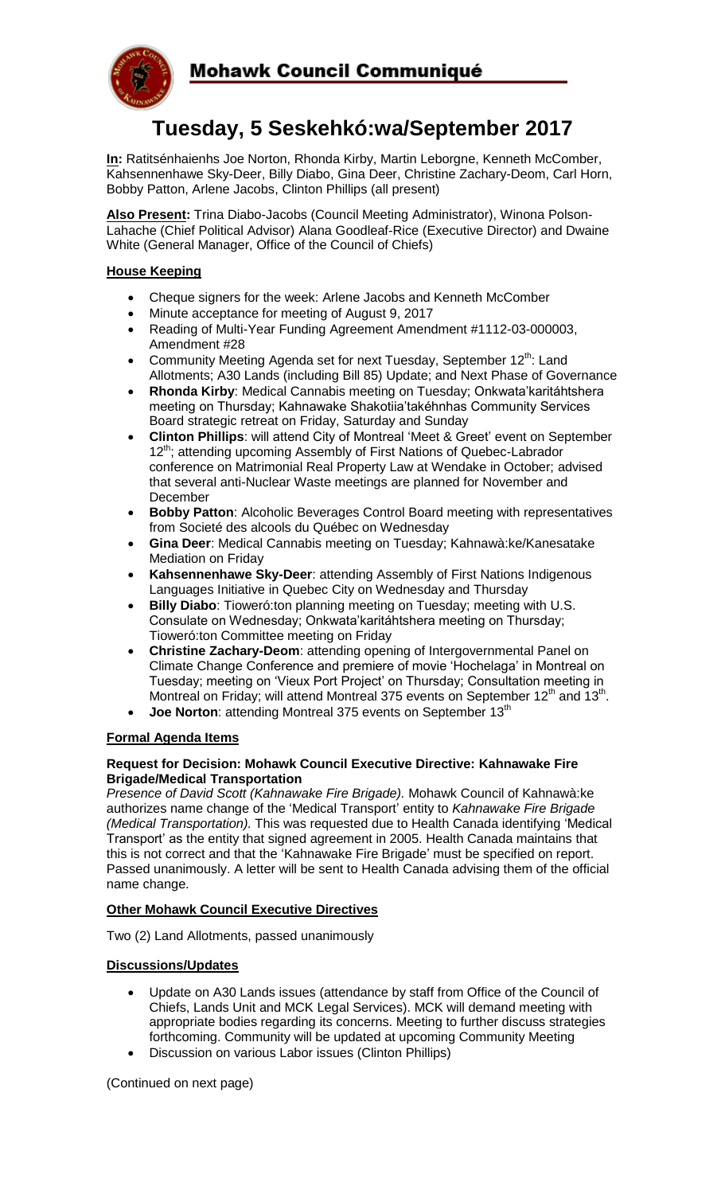# Mohawk Council Communiqué

# Tuesday, 5 Seskehkó:wa/September 2017

**In:** Ratitsénhaienhs Joe Norton, Rhonda Kirby, Martin Leborgne, Kenneth McComber, Kahsennenhawe Sky-Deer, Billy Diabo, Gina Deer, Christine Zachary-Deom, Carl Horn, Bobby Patton, Arlene Jacobs, Clinton Phillips (all present)

**Also Present:** Trina Diabo-Jacobs (Council Meeting Administrator), Winona Polson-Lahache (Chief Political Advisor) Alana Goodleaf-Rice (Executive Director) and Dwaine White (General Manager, Office of the Council of Chiefs)

## House Keeping

- Cheque signers for the week: Arlene Jacobs and Kenneth McComber
- Minute acceptance for meeting of August 9, 2017
- Reading of Multi-Year Funding Agreement Amendment #1112-03-000003, Amendment #28
- Community Meeting Agenda set for next Tuesday, September 12th: Land Allotments; A30 Lands (including Bill 85) Update; and Next Phase of Governance
- **Rhonda Kirby**: Medical Cannabis meeting on Tuesday; Onkwata'karitáhtshera meeting on Thursday; Kahnawake Shakotiia'takéhnhas Community Services Board strategic retreat on Friday, Saturday and Sunday
- **Clinton Phillips**: will attend City of Montreal 'Meet & Greet' event on September 12th; attending upcoming Assembly of First Nations of Quebec-Labrador conference on Matrimonial Real Property Law at Wendake in October; advised that several anti-Nuclear Waste meetings are planned for November and December
- **Bobby Patton**: Alcoholic Beverages Control Board meeting with representatives from Societé des alcools du Québec on Wednesday
- **Gina Deer**: Medical Cannabis meeting on Tuesday; Kahnawà:ke/Kanesatake Mediation on Friday
- **Kahsennenhawe Sky-Deer**: attending Assembly of First Nations Indigenous Languages Initiative in Quebec City on Wednesday and Thursday
- **Billy Diabo**: Tioweró:ton planning meeting on Tuesday; meeting with U.S. Consulate on Wednesday; Onkwata'karitáhtshera meeting on Thursday; Tioweró:ton Committee meeting on Friday
- **Christine Zachary-Deom**: attending opening of Intergovernmental Panel on Climate Change Conference and premiere of movie 'Hochelaga' in Montreal on Tuesday; meeting on 'Vieux Port Project' on Thursday; Consultation meeting in Montreal on Friday; will attend Montreal 375 events on September 12th and 13th.
- **Joe Norton**: attending Montreal 375 events on September 13th

## Formal Agenda Items

### Request for Decision: Mohawk Council Executive Directive: Kahnawake Fire Brigade/Medical Transportation

*Presence of David Scott (Kahnawake Fire Brigade).* Mohawk Council of Kahnawà:ke authorizes name change of the 'Medical Transport' entity to *Kahnawake Fire Brigade (Medical Transportation).* This was requested due to Health Canada identifying 'Medical Transport' as the entity that signed agreement in 2005. Health Canada maintains that this is not correct and that the 'Kahnawake Fire Brigade' must be specified on report. Passed unanimously. A letter will be sent to Health Canada advising them of the official name change.

## Other Mohawk Council Executive Directives

Two (2) Land Allotments, passed unanimously

## Discussions/Updates

- Update on A30 Lands issues (attendance by staff from Office of the Council of Chiefs, Lands Unit and MCK Legal Services). MCK will demand meeting with appropriate bodies regarding its concerns. Meeting to further discuss strategies forthcoming. Community will be updated at upcoming Community Meeting
- Discussion on various Labor issues (Clinton Phillips)

(Continued on next page)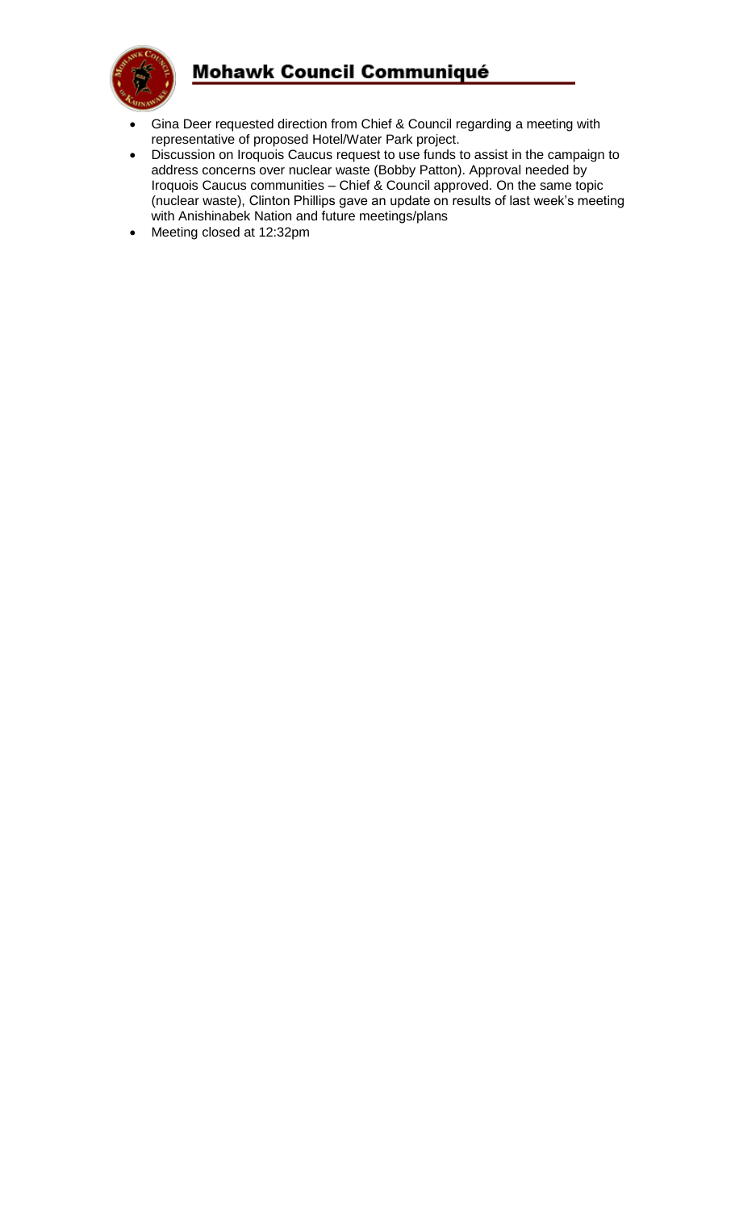- Gina Deer requested direction from Chief & Council regarding a meeting with representative of proposed Hotel/Water Park project.
- Discussion on Iroquois Caucus request to use funds to assist in the campaign to address concerns over nuclear waste (Bobby Patton). Approval needed by Iroquois Caucus communities – Chief & Council approved. On the same topic (nuclear waste), Clinton Phillips gave an update on results of last week's meeting with Anishinabek Nation and future meetings/plans
- Meeting closed at 12:32pm